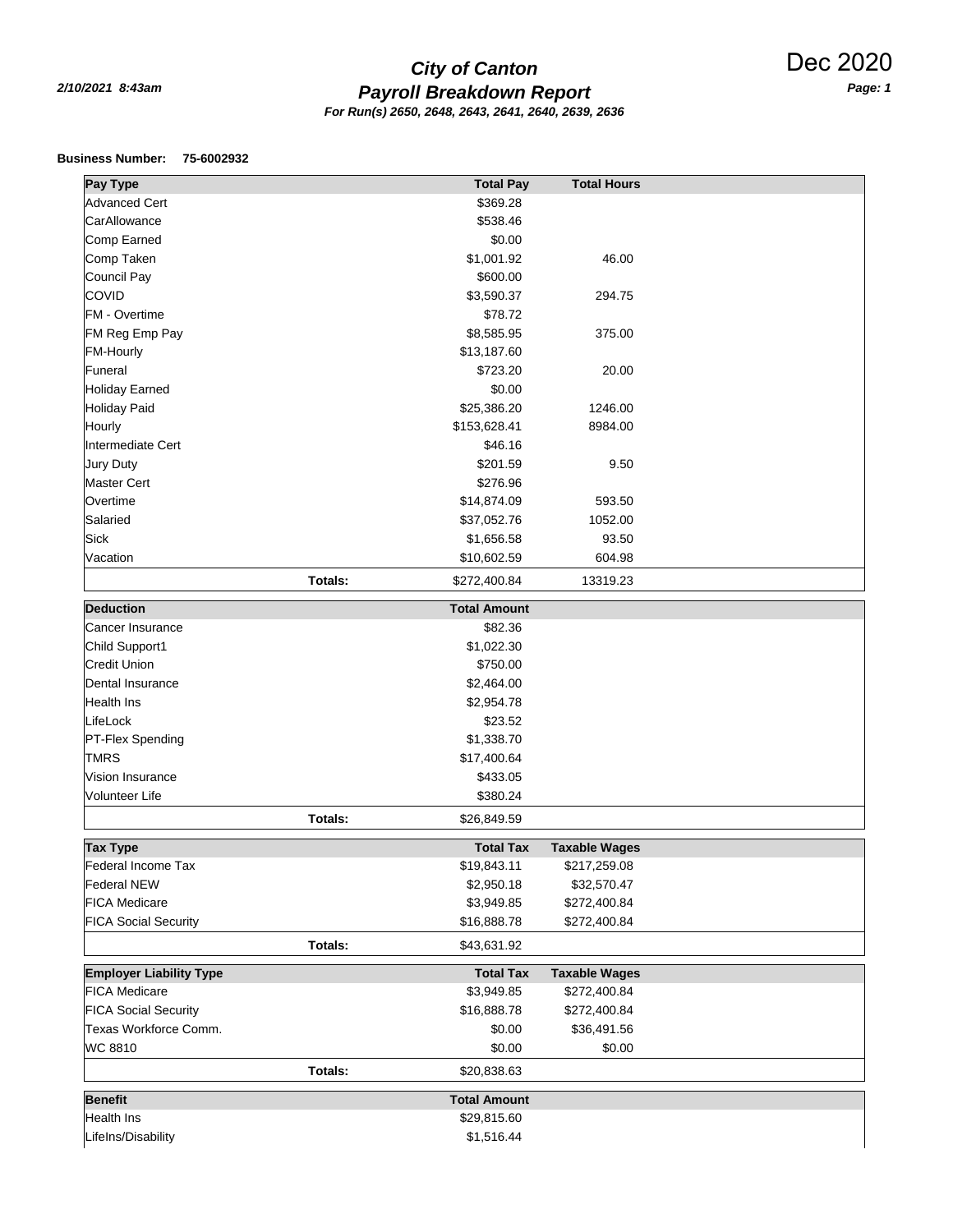# City of Canton

## Payroll Breakdown Report

**For Run(s) 2650, 2648, 2643, 2641, 2640, 2639, 2636**

2/10/2021 8:43am

Dec 2020

**Business Number: 75-6002932**

| Pay Type | | Total Pay | Total Hours |
|---|---|---|---|
| Advanced Cert | | $369.28 | |
| CarAllowance | | $538.46 | |
| Comp Earned | | $0.00 | |
| Comp Taken | | $1,001.92 | 46.00 |
| Council Pay | | $600.00 | |
| COVID | | $3,590.37 | 294.75 |
| FM - Overtime | | $78.72 | |
| FM Reg Emp Pay | | $8,585.95 | 375.00 |
| FM-Hourly | | $13,187.60 | |
| Funeral | | $723.20 | 20.00 |
| Holiday Earned | | $0.00 | |
| Holiday Paid | | $25,386.20 | 1246.00 |
| Hourly | | $153,628.41 | 8984.00 |
| Intermediate Cert | | $46.16 | |
| Jury Duty | | $201.59 | 9.50 |
| Master Cert | | $276.96 | |
| Overtime | | $14,874.09 | 593.50 |
| Salaried | | $37,052.76 | 1052.00 |
| Sick | | $1,656.58 | 93.50 |
| Vacation | | $10,602.59 | 604.98 |
| | **Totals:** | $272,400.84 | 13319.23 |

| Deduction | | Total Amount |
|---|---|---|
| Cancer Insurance | | $82.36 |
| Child Support1 | | $1,022.30 |
| Credit Union | | $750.00 |
| Dental Insurance | | $2,464.00 |
| Health Ins | | $2,954.78 |
| LifeLock | | $23.52 |
| PT-Flex Spending | | $1,338.70 |
| TMRS | | $17,400.64 |
| Vision Insurance | | $433.05 |
| Volunteer Life | | $380.24 |
| | **Totals:** | $26,849.59 |

| Tax Type | | Total Tax | Taxable Wages |
|---|---|---|---|
| Federal Income Tax | | $19,843.11 | $217,259.08 |
| Federal NEW | | $2,950.18 | $32,570.47 |
| FICA Medicare | | $3,949.85 | $272,400.84 |
| FICA Social Security | | $16,888.78 | $272,400.84 |
| | **Totals:** | $43,631.92 | |

| Employer Liability Type | | Total Tax | Taxable Wages |
|---|---|---|---|
| FICA Medicare | | $3,949.85 | $272,400.84 |
| FICA Social Security | | $16,888.78 | $272,400.84 |
| Texas Workforce Comm. | | $0.00 | $36,491.56 |
| WC 8810 | | $0.00 | $0.00 |
| | **Totals:** | $20,838.63 | |

| Benefit | | Total Amount |
|---|---|---|
| Health Ins | | $29,815.60 |
| LifeIns/Disability | | $1,516.44 |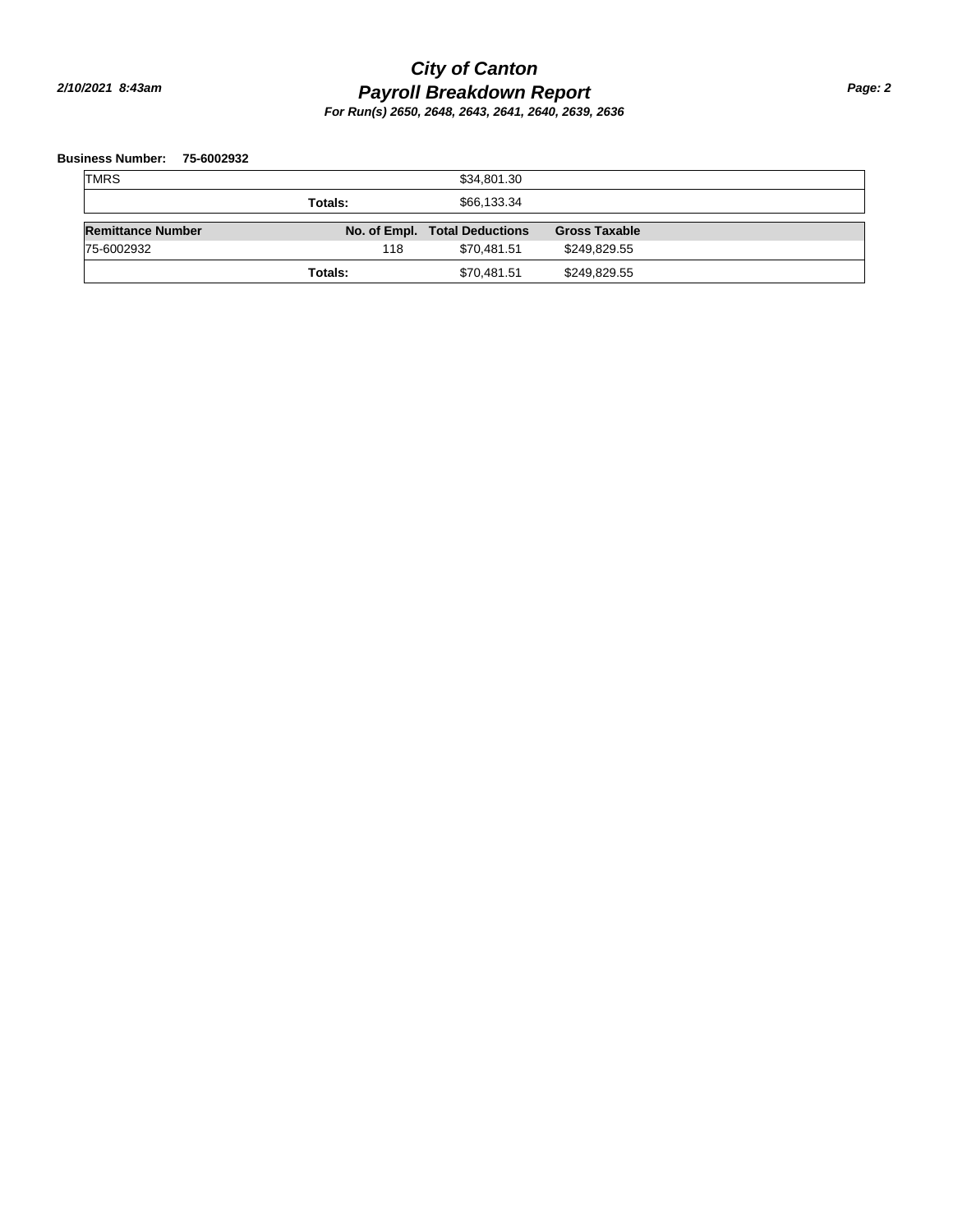**Business Number: 75-6002932**

| | | |
|---|---|---|
| TMRS | | $34,801.30 |
| | Totals: | $66,133.34 |

| Remittance Number | No. of Empl. | Total Deductions | Gross Taxable |
|---|---|---|---|
| 75-6002932 | 118 | $70,481.51 | $249,829.55 |
| Totals: | | $70,481.51 | $249,829.55 |